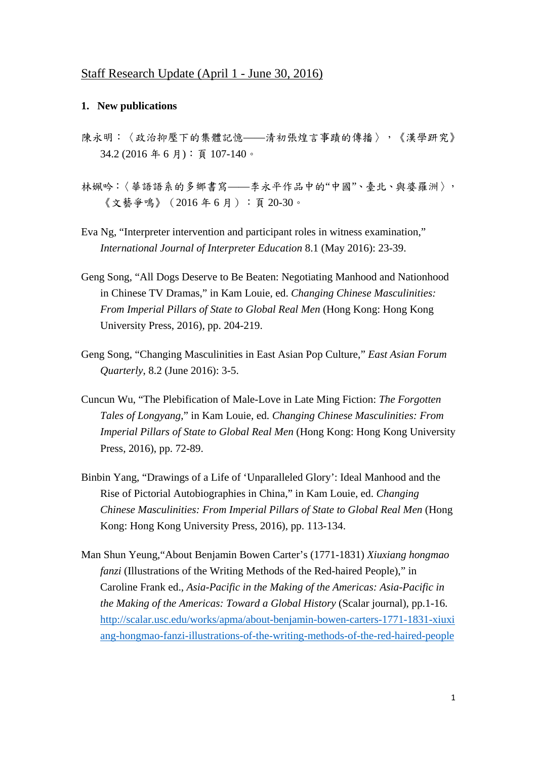Staff Research Update (April 1 - June 30, 2016)

**1. New publications**

陳永明：〈政治抑壓下的集體記憶——清初張煌言事蹟的傳播〉，《漢學研究》34.2 (2016 年 6 月)：頁 107-140。

林姵吟：〈華語語系的多鄉書寫——李永平作品中的“中國”、臺北、與婆羅洲〉，《文藝爭鳴》（2016 年 6 月）：頁 20-30。

Eva Ng, “Interpreter intervention and participant roles in witness examination,” *International Journal of Interpreter Education* 8.1 (May 2016): 23-39.

Geng Song, “All Dogs Deserve to Be Beaten: Negotiating Manhood and Nationhood in Chinese TV Dramas,” in Kam Louie, ed. *Changing Chinese Masculinities: From Imperial Pillars of State to Global Real Men* (Hong Kong: Hong Kong University Press, 2016), pp. 204-219.

Geng Song, “Changing Masculinities in East Asian Pop Culture,” *East Asian Forum Quarterly*, 8.2 (June 2016): 3-5.

Cuncun Wu, “The Plebification of Male-Love in Late Ming Fiction: *The Forgotten Tales of Longyang*,” in Kam Louie, ed. *Changing Chinese Masculinities: From Imperial Pillars of State to Global Real Men* (Hong Kong: Hong Kong University Press, 2016), pp. 72-89.

Binbin Yang, “Drawings of a Life of ‘Unparalleled Glory’: Ideal Manhood and the Rise of Pictorial Autobiographies in China,” in Kam Louie, ed. *Changing Chinese Masculinities: From Imperial Pillars of State to Global Real Men* (Hong Kong: Hong Kong University Press, 2016), pp. 113-134.

Man Shun Yeung,“About Benjamin Bowen Carter’s (1771-1831) *Xiuxiang hongmao fanzi* (Illustrations of the Writing Methods of the Red-haired People),” in Caroline Frank ed., *Asia-Pacific in the Making of the Americas: Asia-Pacific in the Making of the Americas: Toward a Global History* (Scalar journal), pp.1-16. http://scalar.usc.edu/works/apma/about-benjamin-bowen-carters-1771-1831-xiuxiang-hongmao-fanzi-illustrations-of-the-writing-methods-of-the-red-haired-people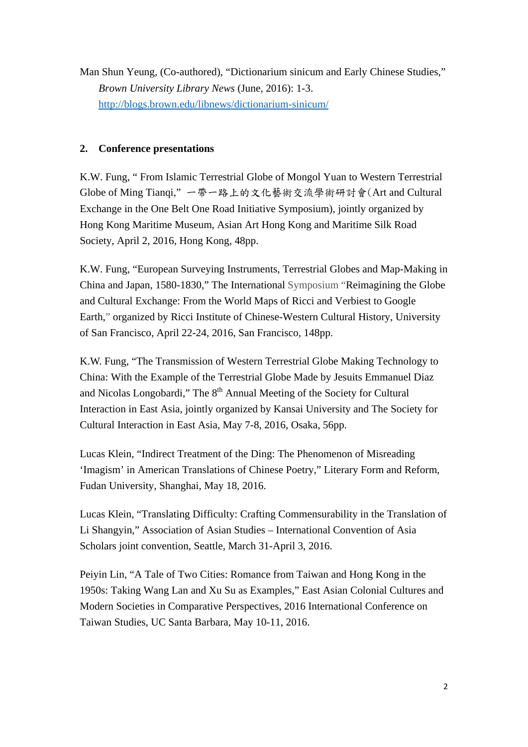Man Shun Yeung, (Co-authored), "Dictionarium sinicum and Early Chinese Studies," *Brown University Library News* (June, 2016): 1-3. http://blogs.brown.edu/libnews/dictionarium-sinicum/

## 2. Conference presentations

K.W. Fung, " From Islamic Terrestrial Globe of Mongol Yuan to Western Terrestrial Globe of Ming Tianqi," 一帶一路上的文化藝術交流學術研討會(Art and Cultural Exchange in the One Belt One Road Initiative Symposium), jointly organized by Hong Kong Maritime Museum, Asian Art Hong Kong and Maritime Silk Road Society, April 2, 2016, Hong Kong, 48pp.

K.W. Fung, "European Surveying Instruments, Terrestrial Globes and Map-Making in China and Japan, 1580-1830," The International Symposium "Reimagining the Globe and Cultural Exchange: From the World Maps of Ricci and Verbiest to Google Earth," organized by Ricci Institute of Chinese-Western Cultural History, University of San Francisco, April 22-24, 2016, San Francisco, 148pp.

K.W. Fung, "The Transmission of Western Terrestrial Globe Making Technology to China: With the Example of the Terrestrial Globe Made by Jesuits Emmanuel Diaz and Nicolas Longobardi," The 8th Annual Meeting of the Society for Cultural Interaction in East Asia, jointly organized by Kansai University and The Society for Cultural Interaction in East Asia, May 7-8, 2016, Osaka, 56pp.

Lucas Klein, "Indirect Treatment of the Ding: The Phenomenon of Misreading 'Imagism' in American Translations of Chinese Poetry," Literary Form and Reform, Fudan University, Shanghai, May 18, 2016.

Lucas Klein, "Translating Difficulty: Crafting Commensurability in the Translation of Li Shangyin," Association of Asian Studies – International Convention of Asia Scholars joint convention, Seattle, March 31-April 3, 2016.

Peiyin Lin, "A Tale of Two Cities: Romance from Taiwan and Hong Kong in the 1950s: Taking Wang Lan and Xu Su as Examples," East Asian Colonial Cultures and Modern Societies in Comparative Perspectives, 2016 International Conference on Taiwan Studies, UC Santa Barbara, May 10-11, 2016.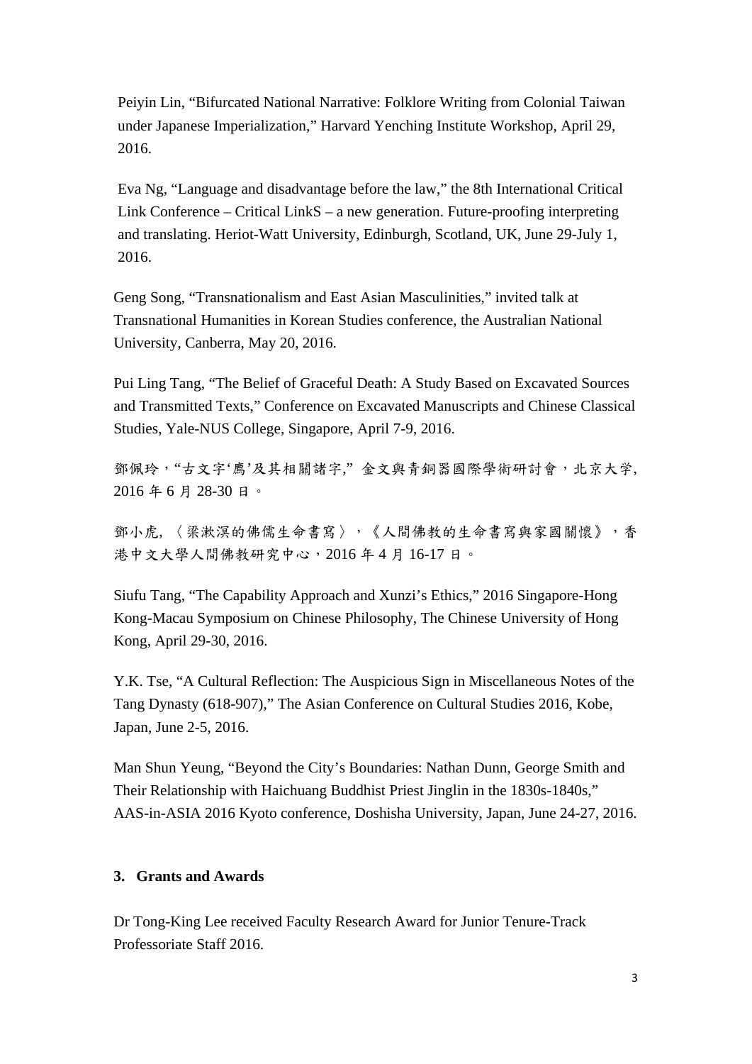Peiyin Lin, “Bifurcated National Narrative: Folklore Writing from Colonial Taiwan under Japanese Imperialization,” Harvard Yenching Institute Workshop, April 29, 2016.

Eva Ng, “Language and disadvantage before the law,” the 8th International Critical Link Conference – Critical LinkS – a new generation. Future-proofing interpreting and translating. Heriot-Watt University, Edinburgh, Scotland, UK, June 29-July 1, 2016.

Geng Song, “Transnationalism and East Asian Masculinities,” invited talk at Transnational Humanities in Korean Studies conference, the Australian National University, Canberra, May 20, 2016.

Pui Ling Tang, “The Belief of Graceful Death: A Study Based on Excavated Sources and Transmitted Texts,” Conference on Excavated Manuscripts and Chinese Classical Studies, Yale-NUS College, Singapore, April 7-9, 2016.

鄧佩玲，“古文字‘鳶’及其相關諸字,” 金文與青銅器國際學術研討會，北京大学, 2016 年 6 月 28-30 日。

鄧小虎, 〈梁漱溟的佛儒生命書寫〉，《人間佛教的生命書寫與家國關懷》，香港中文大學人間佛教研究中心，2016 年 4 月 16-17 日。

Siufu Tang, “The Capability Approach and Xunzi’s Ethics,” 2016 Singapore-Hong Kong-Macau Symposium on Chinese Philosophy, The Chinese University of Hong Kong, April 29-30, 2016.

Y.K. Tse, “A Cultural Reflection: The Auspicious Sign in Miscellaneous Notes of the Tang Dynasty (618-907),” The Asian Conference on Cultural Studies 2016, Kobe, Japan, June 2-5, 2016.

Man Shun Yeung, “Beyond the City’s Boundaries: Nathan Dunn, George Smith and Their Relationship with Haichuang Buddhist Priest Jinglin in the 1830s-1840s,” AAS-in-ASIA 2016 Kyoto conference, Doshisha University, Japan, June 24-27, 2016.

**3. Grants and Awards**

Dr Tong-King Lee received Faculty Research Award for Junior Tenure-Track Professoriate Staff 2016.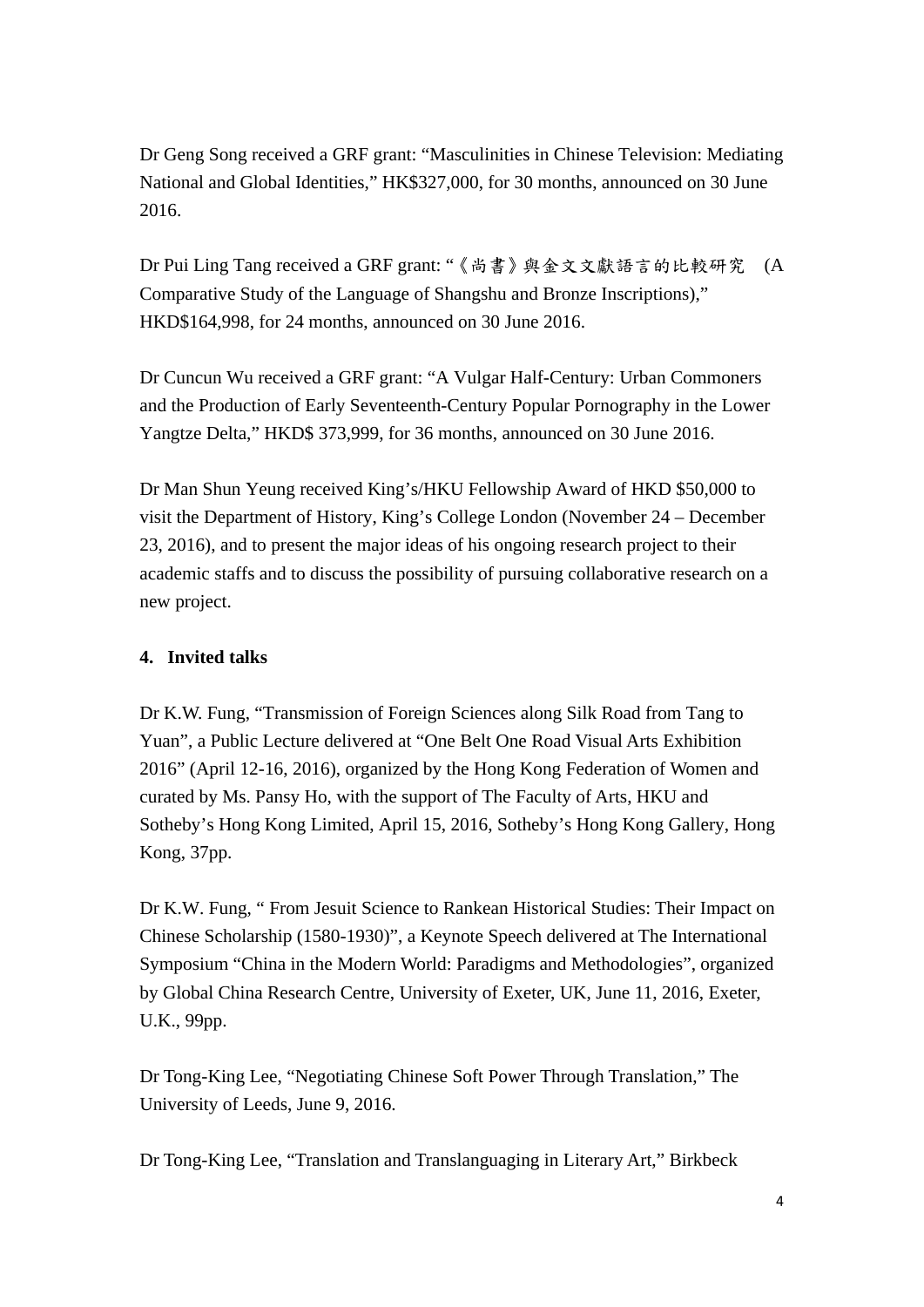Dr Geng Song received a GRF grant: "Masculinities in Chinese Television: Mediating National and Global Identities," HK$327,000, for 30 months, announced on 30 June 2016.

Dr Pui Ling Tang received a GRF grant: "《尚書》與金文文獻語言的比較研究 (A Comparative Study of the Language of Shangshu and Bronze Inscriptions)," HKD$164,998, for 24 months, announced on 30 June 2016.

Dr Cuncun Wu received a GRF grant: "A Vulgar Half-Century: Urban Commoners and the Production of Early Seventeenth-Century Popular Pornography in the Lower Yangtze Delta," HKD$ 373,999, for 36 months, announced on 30 June 2016.

Dr Man Shun Yeung received King's/HKU Fellowship Award of HKD $50,000 to visit the Department of History, King's College London (November 24 – December 23, 2016), and to present the major ideas of his ongoing research project to their academic staffs and to discuss the possibility of pursuing collaborative research on a new project.

## 4. Invited talks

Dr K.W. Fung, "Transmission of Foreign Sciences along Silk Road from Tang to Yuan", a Public Lecture delivered at "One Belt One Road Visual Arts Exhibition 2016" (April 12-16, 2016), organized by the Hong Kong Federation of Women and curated by Ms. Pansy Ho, with the support of The Faculty of Arts, HKU and Sotheby's Hong Kong Limited, April 15, 2016, Sotheby's Hong Kong Gallery, Hong Kong, 37pp.

Dr K.W. Fung, " From Jesuit Science to Rankean Historical Studies: Their Impact on Chinese Scholarship (1580-1930)", a Keynote Speech delivered at The International Symposium "China in the Modern World: Paradigms and Methodologies", organized by Global China Research Centre, University of Exeter, UK, June 11, 2016, Exeter, U.K., 99pp.

Dr Tong-King Lee, "Negotiating Chinese Soft Power Through Translation," The University of Leeds, June 9, 2016.

Dr Tong-King Lee, "Translation and Translanguaging in Literary Art," Birkbeck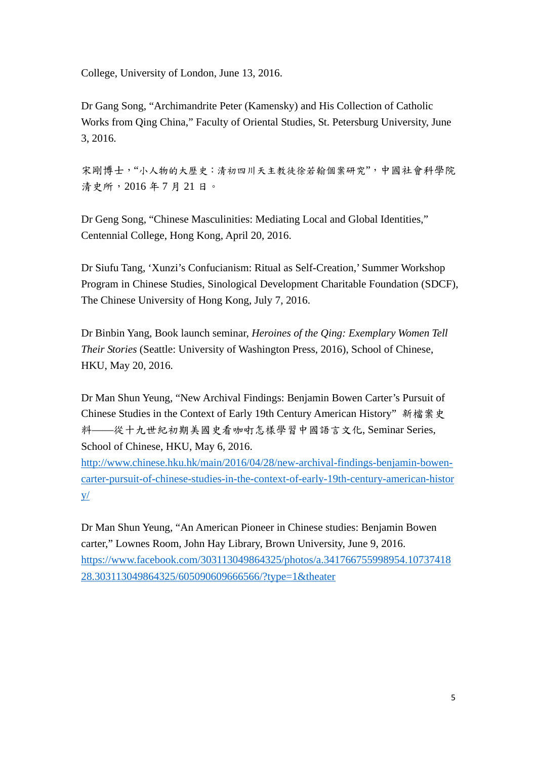College, University of London, June 13, 2016.

Dr Gang Song, “Archimandrite Peter (Kamensky) and His Collection of Catholic Works from Qing China,” Faculty of Oriental Studies, St. Petersburg University, June 3, 2016.

宋剛博士，“小人物的大歷史：清初四川天主教徒徐若翰個案研究”，中國社會科學院清史所，2016 年 7 月 21 日。

Dr Geng Song, “Chinese Masculinities: Mediating Local and Global Identities,” Centennial College, Hong Kong, April 20, 2016.

Dr Siufu Tang, ‘Xunzi’s Confucianism: Ritual as Self-Creation,’ Summer Workshop Program in Chinese Studies, Sinological Development Charitable Foundation (SDCF), The Chinese University of Hong Kong, July 7, 2016.

Dr Binbin Yang, Book launch seminar, *Heroines of the Qing: Exemplary Women Tell Their Stories* (Seattle: University of Washington Press, 2016), School of Chinese, HKU, May 20, 2016.

Dr Man Shun Yeung, “New Archival Findings: Benjamin Bowen Carter’s Pursuit of Chinese Studies in the Context of Early 19th Century American History” 新檔案史料——從十九世紀初期美國史看咖吋怎樣學習中國語言文化, Seminar Series, School of Chinese, HKU, May 6, 2016.
http://www.chinese.hku.hk/main/2016/04/28/new-archival-findings-benjamin-bowen-carter-pursuit-of-chinese-studies-in-the-context-of-early-19th-century-american-history/

Dr Man Shun Yeung, “An American Pioneer in Chinese studies: Benjamin Bowen carter,” Lownes Room, John Hay Library, Brown University, June 9, 2016.
https://www.facebook.com/303113049864325/photos/a.341766755998954.1073741828.303113049864325/605090609666566/?type=1&theater